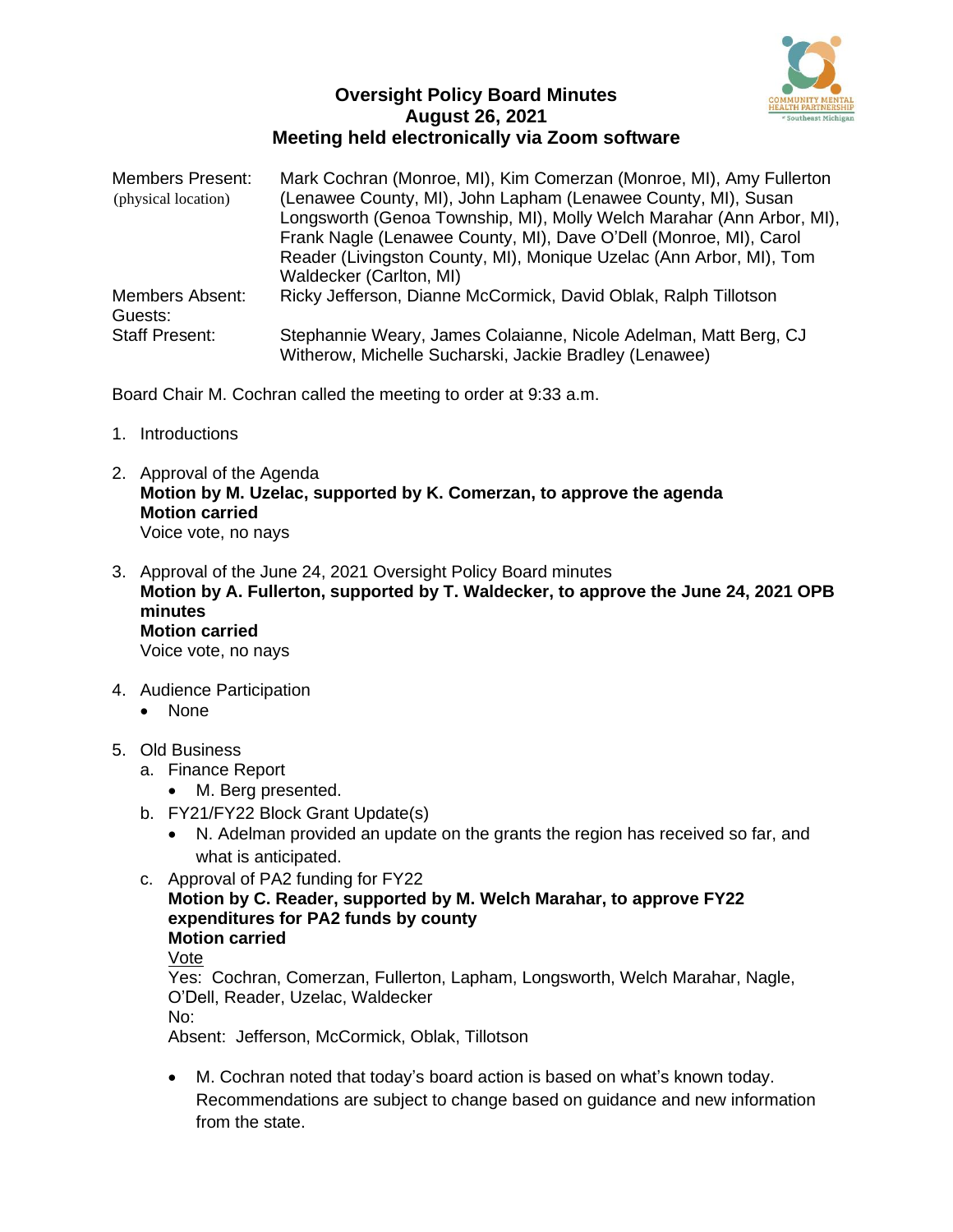# Oversight Policy Board Minutes
## August 26, 2021
## Meeting held electronically via Zoom software

| | |
|---|---|
| Members Present: (physical location) | Mark Cochran (Monroe, MI), Kim Comerzan (Monroe, MI), Amy Fullerton (Lenawee County, MI), John Lapham (Lenawee County, MI), Susan Longsworth (Genoa Township, MI), Molly Welch Marahar (Ann Arbor, MI), Frank Nagle (Lenawee County, MI), Dave O'Dell (Monroe, MI), Carol Reader (Livingston County, MI), Monique Uzelac (Ann Arbor, MI), Tom Waldecker (Carlton, MI) |
| Members Absent: | Ricky Jefferson, Dianne McCormick, David Oblak, Ralph Tillotson |
| Guests: | |
| Staff Present: | Stephannie Weary, James Colaianne, Nicole Adelman, Matt Berg, CJ Witherow, Michelle Sucharski, Jackie Bradley (Lenawee) |

Board Chair M. Cochran called the meeting to order at 9:33 a.m.

1. Introductions

2. Approval of the Agenda
   **Motion by M. Uzelac, supported by K. Comerzan, to approve the agenda**
   **Motion carried**
   Voice vote, no nays

3. Approval of the June 24, 2021 Oversight Policy Board minutes
   **Motion by A. Fullerton, supported by T. Waldecker, to approve the June 24, 2021 OPB minutes**
   **Motion carried**
   Voice vote, no nays

4. Audience Participation
   - None

5. Old Business
   a. Finance Report
      - M. Berg presented.

   b. FY21/FY22 Block Grant Update(s)
      - N. Adelman provided an update on the grants the region has received so far, and what is anticipated.

   c. Approval of PA2 funding for FY22
      **Motion by C. Reader, supported by M. Welch Marahar, to approve FY22 expenditures for PA2 funds by county**
      **Motion carried**
      Vote
      Yes: Cochran, Comerzan, Fullerton, Lapham, Longsworth, Welch Marahar, Nagle, O'Dell, Reader, Uzelac, Waldecker
      No:
      Absent: Jefferson, McCormick, Oblak, Tillotson

      - M. Cochran noted that today's board action is based on what's known today. Recommendations are subject to change based on guidance and new information from the state.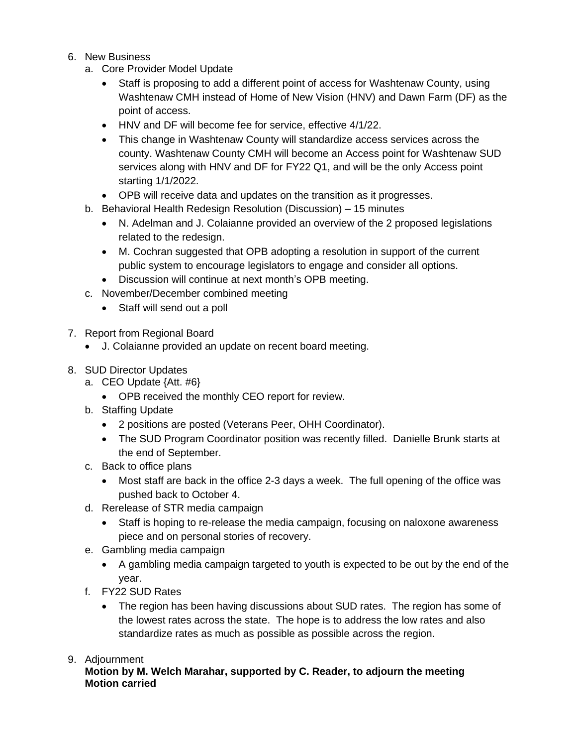6. New Business
   a. Core Provider Model Update
      - Staff is proposing to add a different point of access for Washtenaw County, using Washtenaw CMH instead of Home of New Vision (HNV) and Dawn Farm (DF) as the point of access.
      - HNV and DF will become fee for service, effective 4/1/22.
      - This change in Washtenaw County will standardize access services across the county. Washtenaw County CMH will become an Access point for Washtenaw SUD services along with HNV and DF for FY22 Q1, and will be the only Access point starting 1/1/2022.
      - OPB will receive data and updates on the transition as it progresses.
   b. Behavioral Health Redesign Resolution (Discussion) – 15 minutes
      - N. Adelman and J. Colaianne provided an overview of the 2 proposed legislations related to the redesign.
      - M. Cochran suggested that OPB adopting a resolution in support of the current public system to encourage legislators to engage and consider all options.
      - Discussion will continue at next month's OPB meeting.
   c. November/December combined meeting
      - Staff will send out a poll

7. Report from Regional Board
   - J. Colaianne provided an update on recent board meeting.

8. SUD Director Updates
   a. CEO Update {Att. #6}
      - OPB received the monthly CEO report for review.
   b. Staffing Update
      - 2 positions are posted (Veterans Peer, OHH Coordinator).
      - The SUD Program Coordinator position was recently filled. Danielle Brunk starts at the end of September.
   c. Back to office plans
      - Most staff are back in the office 2-3 days a week. The full opening of the office was pushed back to October 4.
   d. Rerelease of STR media campaign
      - Staff is hoping to re-release the media campaign, focusing on naloxone awareness piece and on personal stories of recovery.
   e. Gambling media campaign
      - A gambling media campaign targeted to youth is expected to be out by the end of the year.
   f. FY22 SUD Rates
      - The region has been having discussions about SUD rates. The region has some of the lowest rates across the state. The hope is to address the low rates and also standardize rates as much as possible as possible across the region.

9. Adjournment

   **Motion by M. Welch Marahar, supported by C. Reader, to adjourn the meeting**
   **Motion carried**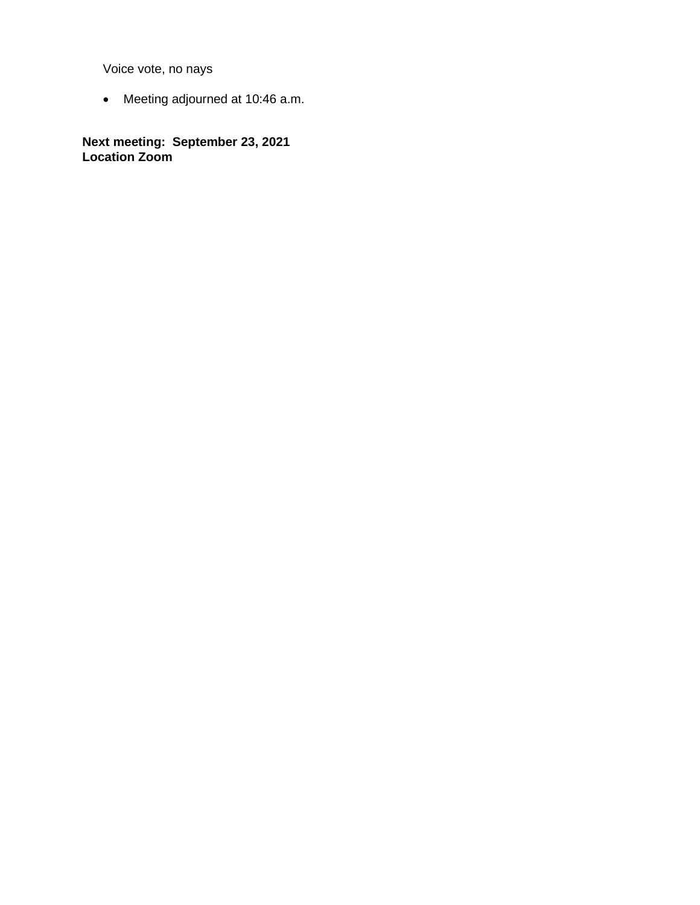Voice vote, no nays

- Meeting adjourned at 10:46 a.m.

**Next meeting: September 23, 2021**
**Location Zoom**